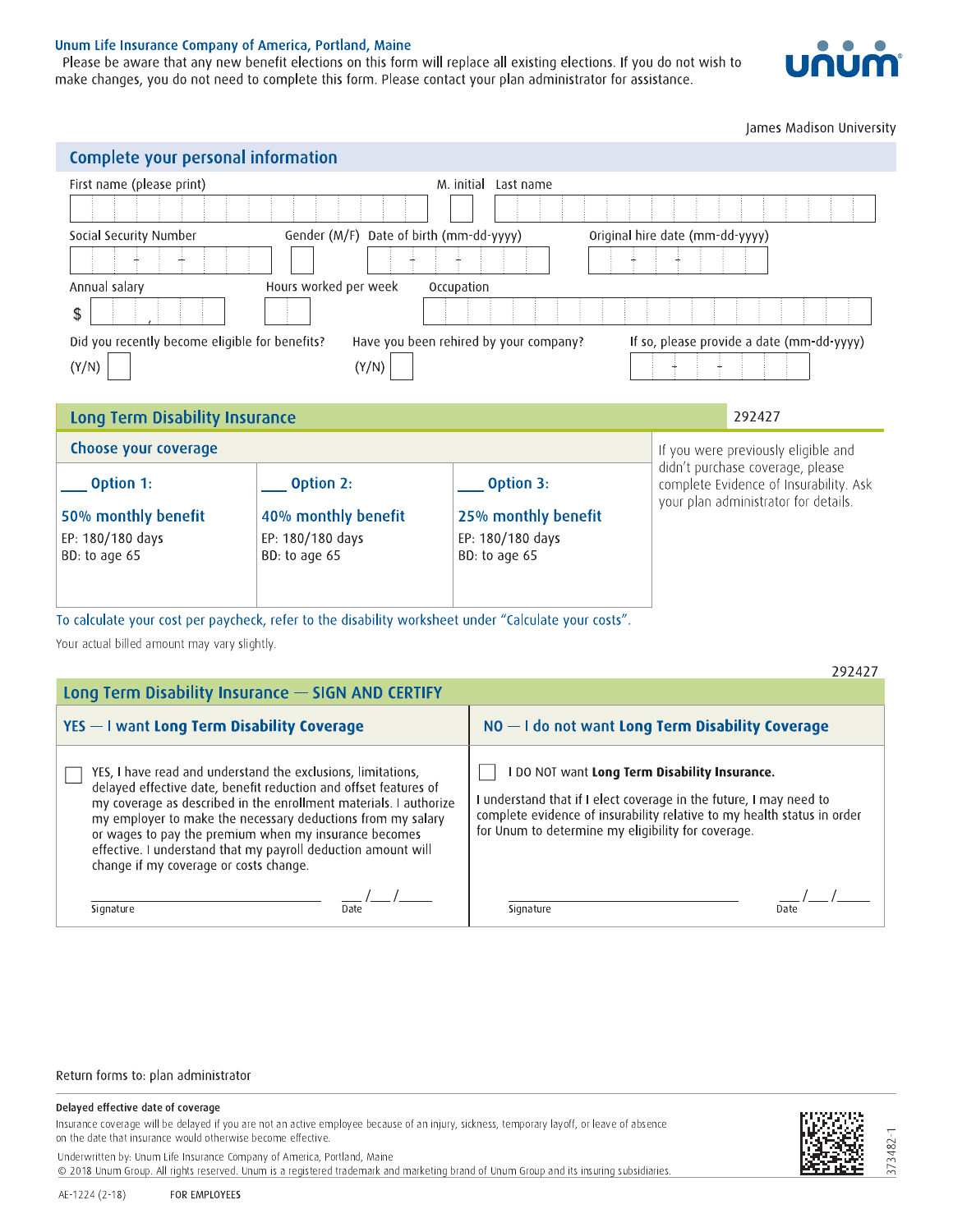Unum Life Insurance Company of America, Portland, Maine

Please be aware that any new benefit elections on this form will replace all existing elections. If you do not wish to make changes, you do not need to complete this form. Please contact your plan administrator for assistance.

James Madison University

## Complete your personal information

First name (please print) M. initial Last name

Social Security Number Gender (M/F) Date of birth (mm-dd-yyyy) Original hire date (mm-dd-yyyy)

Annual salary $ Hours worked per week Occupation

Did you recently become eligible for benefits? (Y/N)

Have you been rehired by your company? (Y/N)

If so, please provide a date (mm-dd-yyyy)

## Long Term Disability Insurance

292427

### Choose your coverage

| ___ Option 1: | ___ Option 2: | ___ Option 3: |
|---|---|---|
| **50% monthly benefit** | **40% monthly benefit** | **25% monthly benefit** |
| EP: 180/180 days | EP: 180/180 days | EP: 180/180 days |
| BD: to age 65 | BD: to age 65 | BD: to age 65 |

If you were previously eligible and didn't purchase coverage, please complete Evidence of Insurability. Ask your plan administrator for details.

To calculate your cost per paycheck, refer to the disability worksheet under "Calculate your costs".

Your actual billed amount may vary slightly.

292427

## Long Term Disability Insurance — SIGN AND CERTIFY

### YES — I want Long Term Disability Coverage

☐ YES, I have read and understand the exclusions, limitations, delayed effective date, benefit reduction and offset features of my coverage as described in the enrollment materials. I authorize my employer to make the necessary deductions from my salary or wages to pay the premium when my insurance becomes effective. I understand that my payroll deduction amount will change if my coverage or costs change.

Signature ____________________ Date ___/___/_____

### NO — I do not want Long Term Disability Coverage

☐ I DO NOT want **Long Term Disability Insurance.**

I understand that if I elect coverage in the future, I may need to complete evidence of insurability relative to my health status in order for Unum to determine my eligibility for coverage.

Signature ____________________ Date ___/___/_____

Return forms to: plan administrator

**Delayed effective date of coverage**

Insurance coverage will be delayed if you are not an active employee because of an injury, sickness, temporary layoff, or leave of absence on the date that insurance would otherwise become effective.

Underwritten by: Unum Life Insurance Company of America, Portland, Maine

© 2018 Unum Group. All rights reserved. Unum is a registered trademark and marketing brand of Unum Group and its insuring subsidiaries.

AE-1224 (2-18) FOR EMPLOYEES

373482-1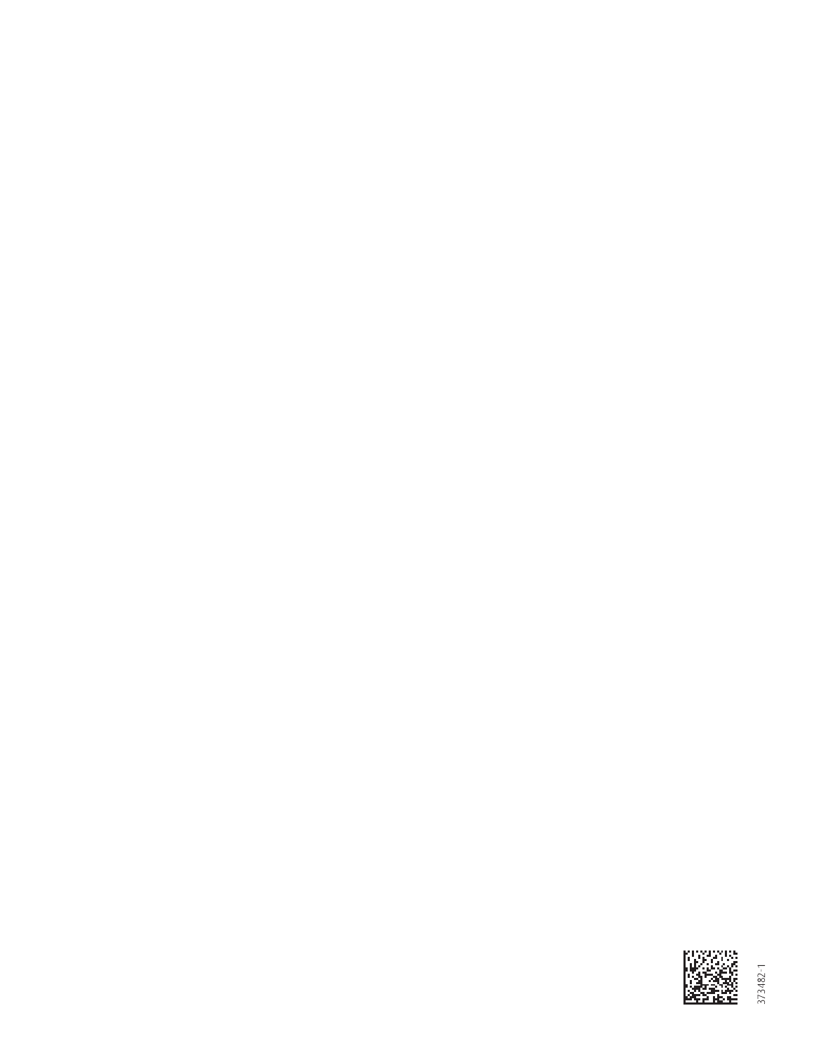373482-1